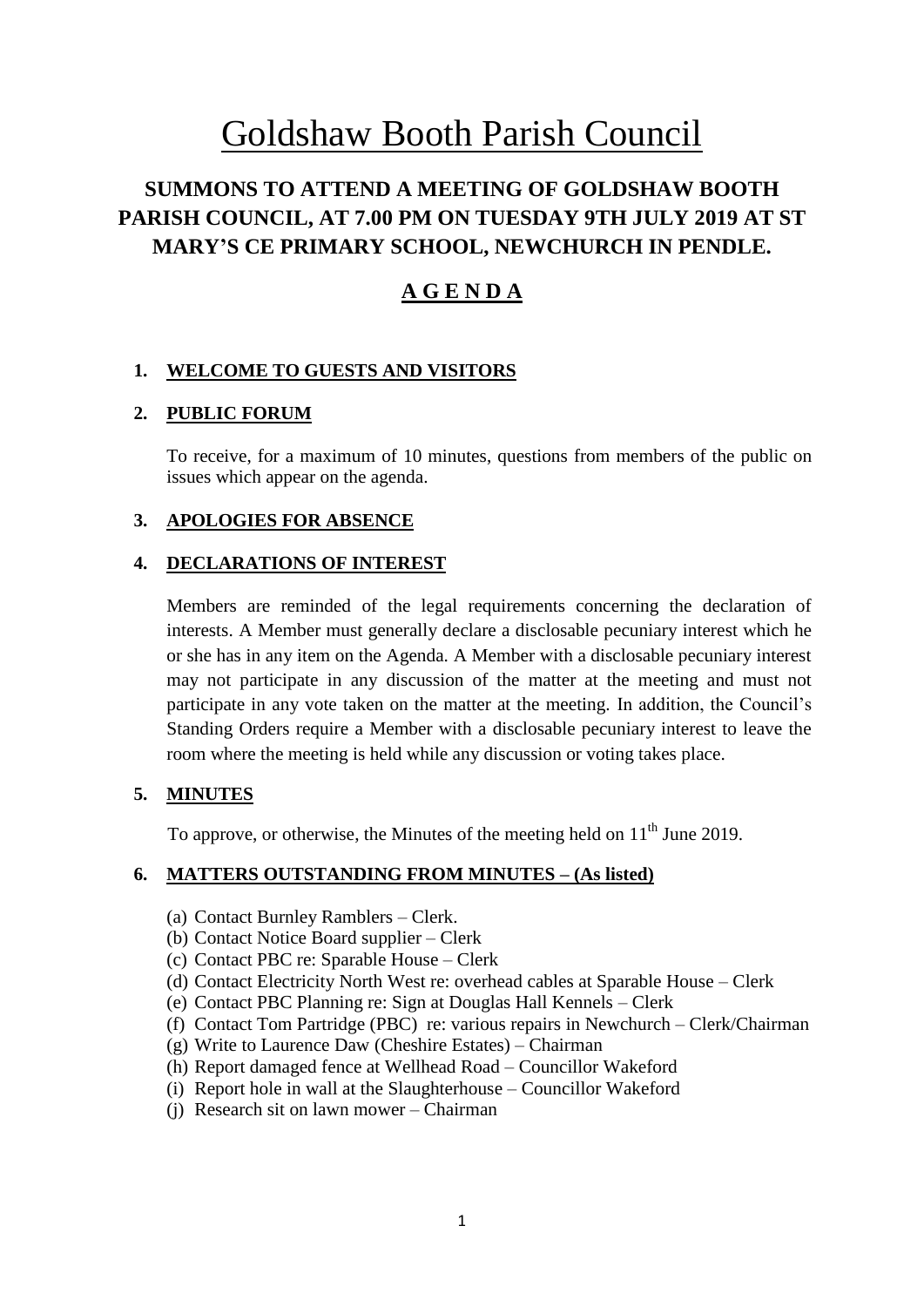# Goldshaw Booth Parish Council

## SUMMONS TO ATTEND A MEETING OF GOLDSHAW BOOTH PARISH COUNCIL, AT 7.00 PM ON TUESDAY 9TH JULY 2019 AT ST MARY'S CE PRIMARY SCHOOL, NEWCHURCH IN PENDLE.

## A G E N D A

### 1. WELCOME TO GUESTS AND VISITORS

### 2. PUBLIC FORUM

To receive, for a maximum of 10 minutes, questions from members of the public on issues which appear on the agenda.

### 3. APOLOGIES FOR ABSENCE

### 4. DECLARATIONS OF INTEREST

Members are reminded of the legal requirements concerning the declaration of interests. A Member must generally declare a disclosable pecuniary interest which he or she has in any item on the Agenda. A Member with a disclosable pecuniary interest may not participate in any discussion of the matter at the meeting and must not participate in any vote taken on the matter at the meeting. In addition, the Council's Standing Orders require a Member with a disclosable pecuniary interest to leave the room where the meeting is held while any discussion or voting takes place.

### 5. MINUTES

To approve, or otherwise, the Minutes of the meeting held on 11th June 2019.

### 6. MATTERS OUTSTANDING FROM MINUTES – (As listed)

(a) Contact Burnley Ramblers – Clerk.
(b) Contact Notice Board supplier – Clerk
(c) Contact PBC re: Sparable House – Clerk
(d) Contact Electricity North West re: overhead cables at Sparable House – Clerk
(e) Contact PBC Planning re: Sign at Douglas Hall Kennels – Clerk
(f) Contact Tom Partridge (PBC) re: various repairs in Newchurch – Clerk/Chairman
(g) Write to Laurence Daw (Cheshire Estates) – Chairman
(h) Report damaged fence at Wellhead Road – Councillor Wakeford
(i) Report hole in wall at the Slaughterhouse – Councillor Wakeford
(j) Research sit on lawn mower – Chairman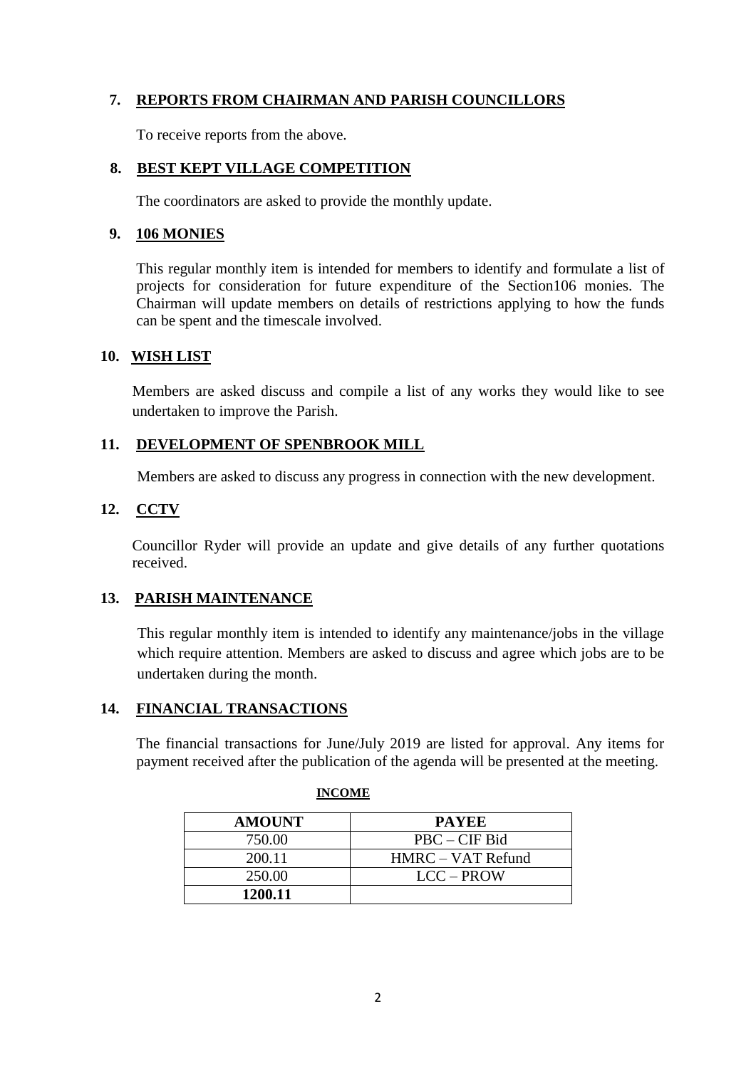## 7. **REPORTS FROM CHAIRMAN AND PARISH COUNCILLORS**

To receive reports from the above.

## 8. **BEST KEPT VILLAGE COMPETITION**

The coordinators are asked to provide the monthly update.

## 9. **106 MONIES**

This regular monthly item is intended for members to identify and formulate a list of projects for consideration for future expenditure of the Section106 monies. The Chairman will update members on details of restrictions applying to how the funds can be spent and the timescale involved.

## 10. **WISH LIST**

Members are asked discuss and compile a list of any works they would like to see undertaken to improve the Parish.

## 11. **DEVELOPMENT OF SPENBROOK MILL**

Members are asked to discuss any progress in connection with the new development.

## 12. **CCTV**

Councillor Ryder will provide an update and give details of any further quotations received.

## 13. **PARISH MAINTENANCE**

This regular monthly item is intended to identify any maintenance/jobs in the village which require attention. Members are asked to discuss and agree which jobs are to be undertaken during the month.

## 14. **FINANCIAL TRANSACTIONS**

The financial transactions for June/July 2019 are listed for approval. Any items for payment received after the publication of the agenda will be presented at the meeting.

**INCOME**

| AMOUNT | PAYEE |
|---|---|
| 750.00 | PBC – CIF Bid |
| 200.11 | HMRC – VAT Refund |
| 250.00 | LCC – PROW |
| **1200.11** | |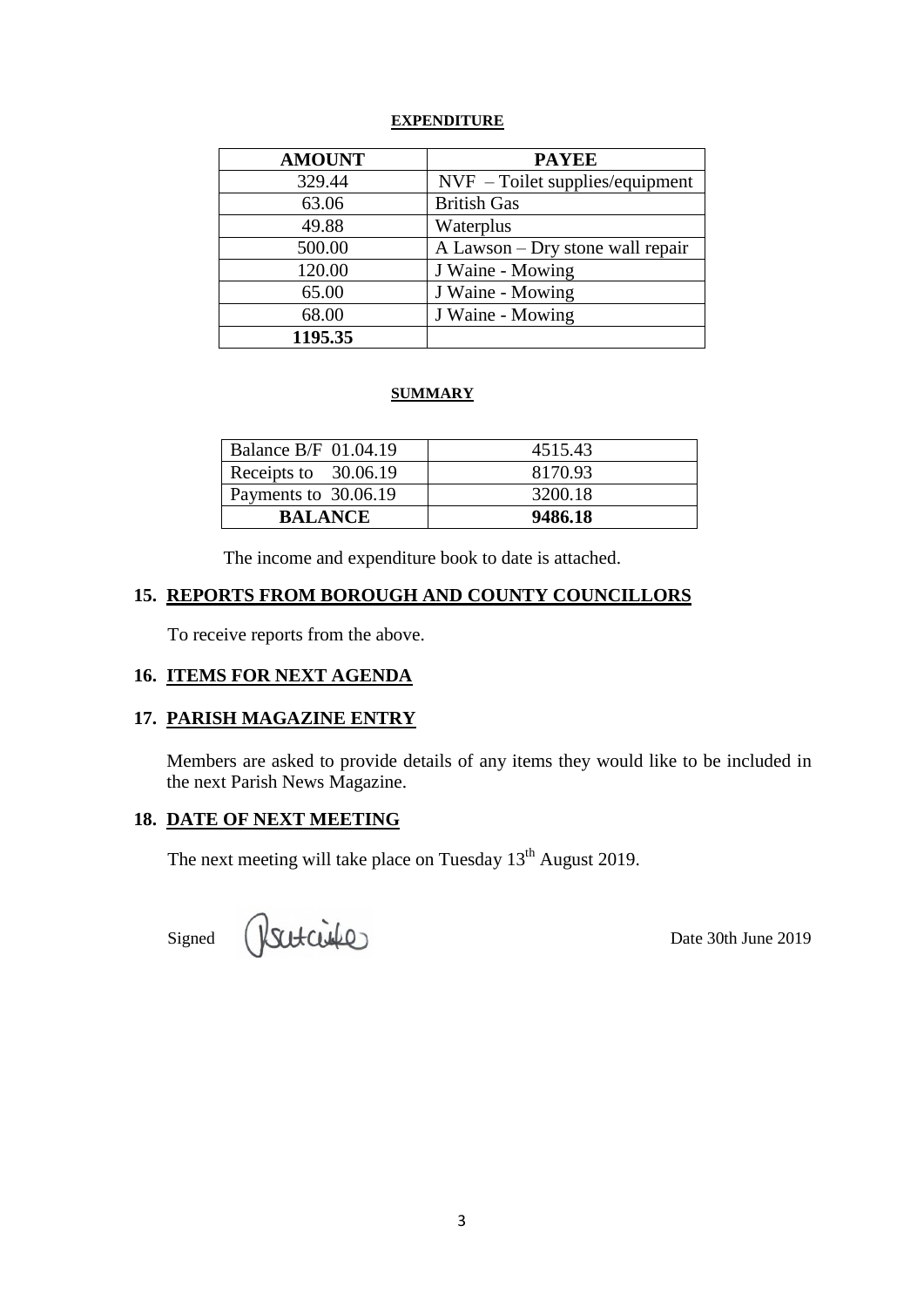**EXPENDITURE**

| AMOUNT | PAYEE |
|---|---|
| 329.44 | NVF – Toilet supplies/equipment |
| 63.06 | British Gas |
| 49.88 | Waterplus |
| 500.00 | A Lawson – Dry stone wall repair |
| 120.00 | J Waine - Mowing |
| 65.00 | J Waine - Mowing |
| 68.00 | J Waine - Mowing |
| **1195.35** | |

**SUMMARY**

| | |
|---|---|
| Balance B/F 01.04.19 | 4515.43 |
| Receipts to 30.06.19 | 8170.93 |
| Payments to 30.06.19 | 3200.18 |
| **BALANCE** | **9486.18** |

The income and expenditure book to date is attached.

## 15. REPORTS FROM BOROUGH AND COUNTY COUNCILLORS

To receive reports from the above.

## 16. ITEMS FOR NEXT AGENDA

## 17. PARISH MAGAZINE ENTRY

Members are asked to provide details of any items they would like to be included in the next Parish News Magazine.

## 18. DATE OF NEXT MEETING

The next meeting will take place on Tuesday 13th August 2019.

Signed Date 30th June 2019